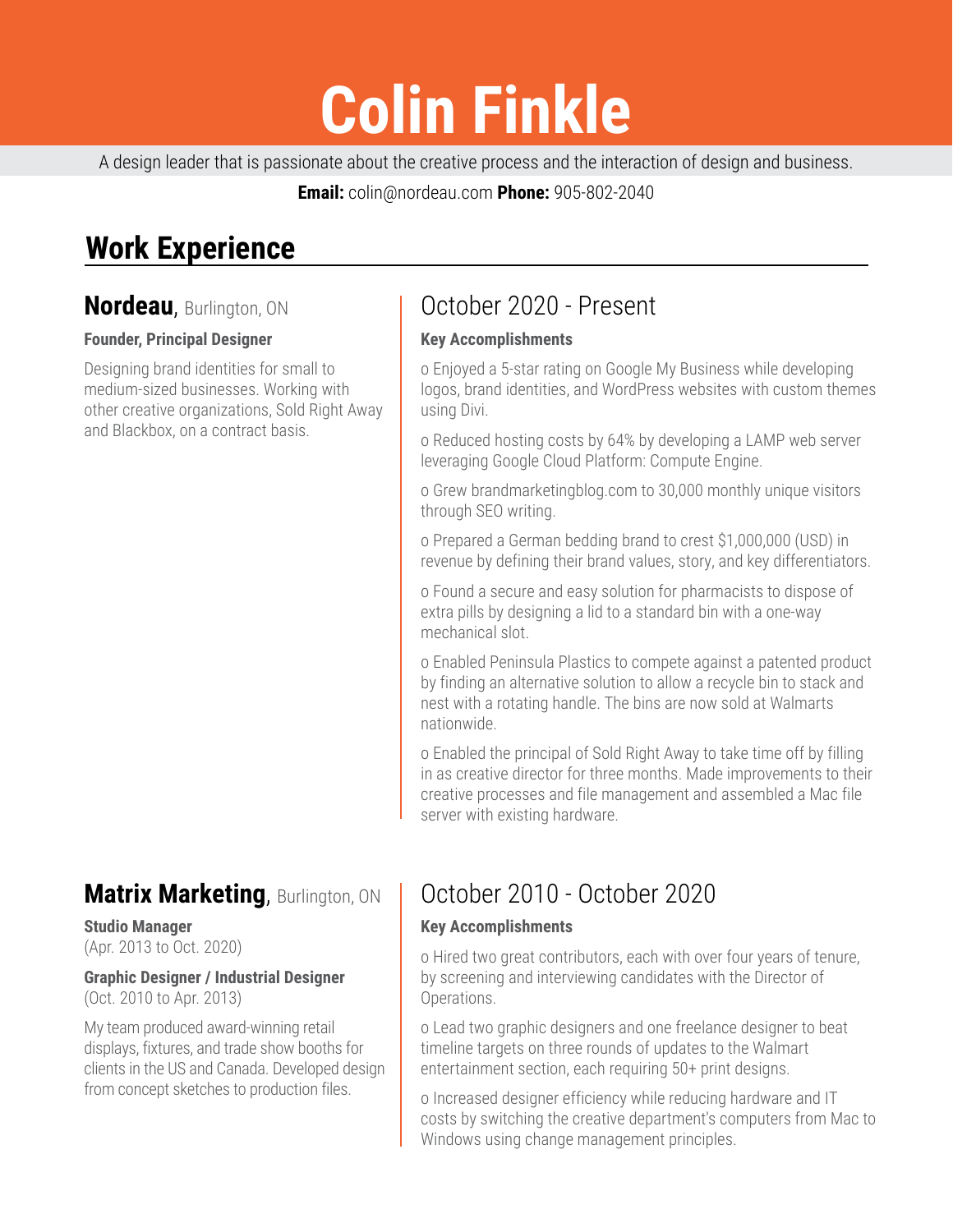# Colin Finkle

A design leader that is passionate about the creative process and the interaction of design and business.

**Email:** colin@nordeau.com **Phone:** 905-802-2040

## Work Experience

### **Nordeau**, Burlington, ON

**Founder, Principal Designer**

Designing brand identities for small to medium-sized businesses. Working with other creative organizations, Sold Right Away and Blackbox, on a contract basis.

### October 2020 - Present

**Key Accomplishments**

- Enjoyed a 5-star rating on Google My Business while developing logos, brand identities, and WordPress websites with custom themes using Divi.
- Reduced hosting costs by 64% by developing a LAMP web server leveraging Google Cloud Platform: Compute Engine.
- Grew brandmarketingblog.com to 30,000 monthly unique visitors through SEO writing.
- Prepared a German bedding brand to crest $1,000,000 (USD) in revenue by defining their brand values, story, and key differentiators.
- Found a secure and easy solution for pharmacists to dispose of extra pills by designing a lid to a standard bin with a one-way mechanical slot.
- Enabled Peninsula Plastics to compete against a patented product by finding an alternative solution to allow a recycle bin to stack and nest with a rotating handle. The bins are now sold at Walmarts nationwide.
- Enabled the principal of Sold Right Away to take time off by filling in as creative director for three months. Made improvements to their creative processes and file management and assembled a Mac file server with existing hardware.

### **Matrix Marketing**, Burlington, ON

**Studio Manager**
(Apr. 2013 to Oct. 2020)

**Graphic Designer / Industrial Designer**
(Oct. 2010 to Apr. 2013)

My team produced award-winning retail displays, fixtures, and trade show booths for clients in the US and Canada. Developed design from concept sketches to production files.

### October 2010 - October 2020

**Key Accomplishments**

- Hired two great contributors, each with over four years of tenure, by screening and interviewing candidates with the Director of Operations.
- Lead two graphic designers and one freelance designer to beat timeline targets on three rounds of updates to the Walmart entertainment section, each requiring 50+ print designs.
- Increased designer efficiency while reducing hardware and IT costs by switching the creative department's computers from Mac to Windows using change management principles.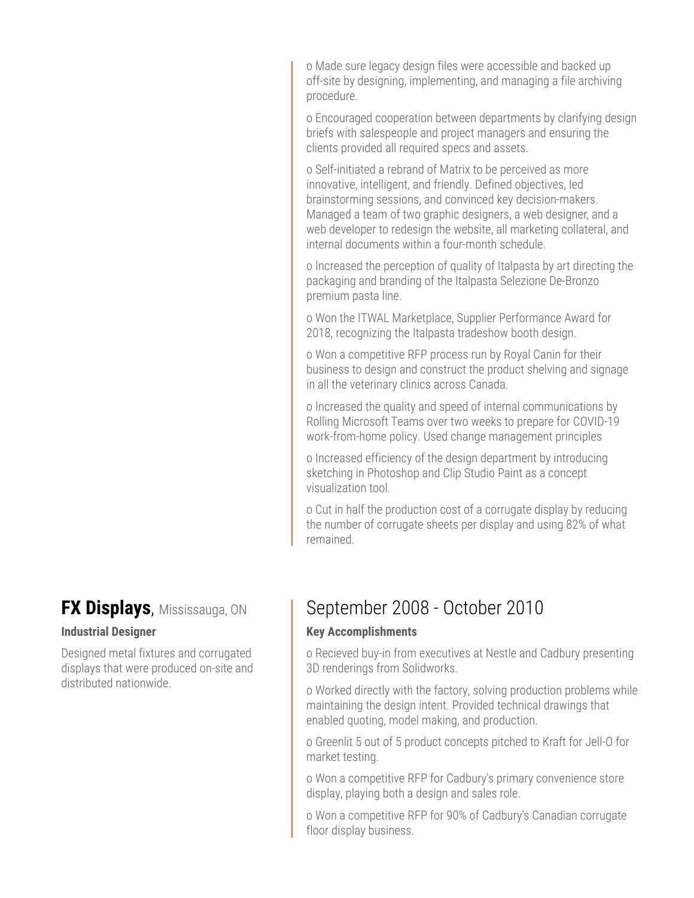o Made sure legacy design files were accessible and backed up off-site by designing, implementing, and managing a file archiving procedure.

o Encouraged cooperation between departments by clarifying design briefs with salespeople and project managers and ensuring the clients provided all required specs and assets.

o Self-initiated a rebrand of Matrix to be perceived as more innovative, intelligent, and friendly. Defined objectives, led brainstorming sessions, and convinced key decision-makers. Managed a team of two graphic designers, a web designer, and a web developer to redesign the website, all marketing collateral, and internal documents within a four-month schedule.

o Increased the perception of quality of Italpasta by art directing the packaging and branding of the Italpasta Selezione De-Bronzo premium pasta line.

o Won the ITWAL Marketplace, Supplier Performance Award for 2018, recognizing the Italpasta tradeshow booth design.

o Won a competitive RFP process run by Royal Canin for their business to design and construct the product shelving and signage in all the veterinary clinics across Canada.

o Increased the quality and speed of internal communications by Rolling Microsoft Teams over two weeks to prepare for COVID-19 work-from-home policy. Used change management principles

o Increased efficiency of the design department by introducing sketching in Photoshop and Clip Studio Paint as a concept visualization tool.

o Cut in half the production cost of a corrugate display by reducing the number of corrugate sheets per display and using 82% of what remained.

## **FX Displays**, Mississauga, ON

**Industrial Designer**

Designed metal fixtures and corrugated displays that were produced on-site and distributed nationwide.

## September 2008 - October 2010

**Key Accomplishments**

o Recieved buy-in from executives at Nestle and Cadbury presenting 3D renderings from Solidworks.

o Worked directly with the factory, solving production problems while maintaining the design intent. Provided technical drawings that enabled quoting, model making, and production.

o Greenlit 5 out of 5 product concepts pitched to Kraft for Jell-O for market testing.

o Won a competitive RFP for Cadbury's primary convenience store display, playing both a design and sales role.

o Won a competitive RFP for 90% of Cadbury's Canadian corrugate floor display business.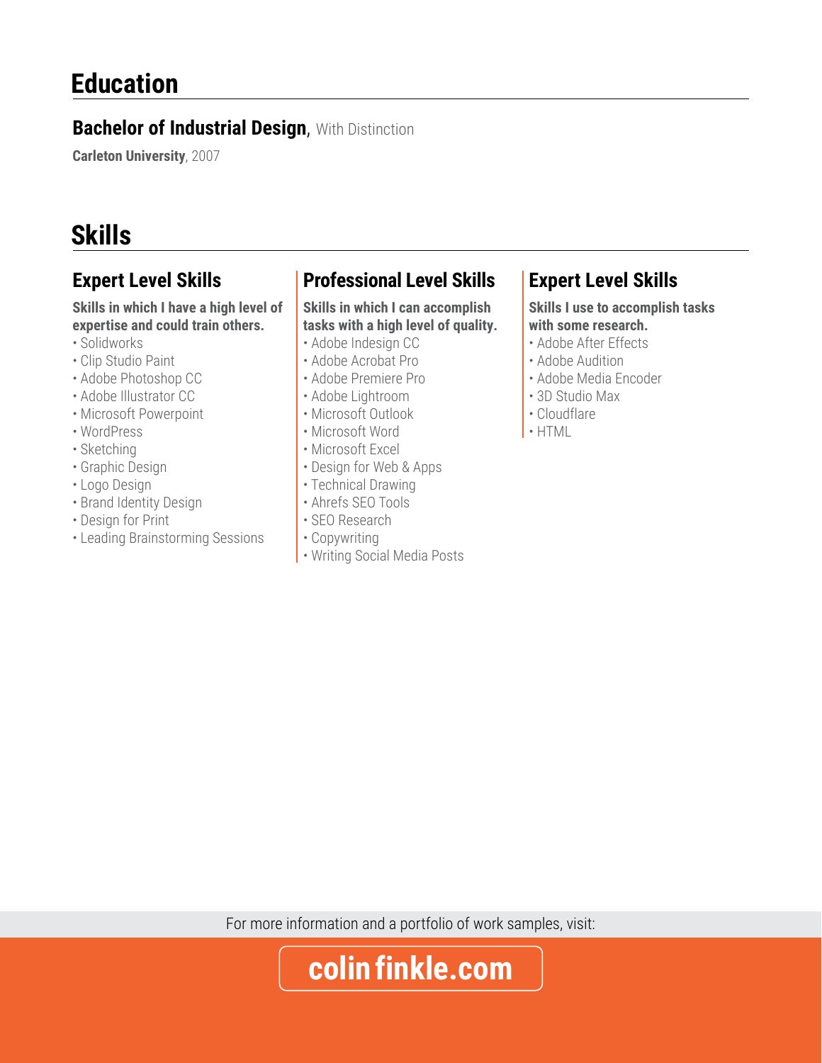# Education

**Bachelor of Industrial Design**, With Distinction

**Carleton University**, 2007

# Skills

## Expert Level Skills

**Skills in which I have a high level of expertise and could train others.**

- Solidworks
- Clip Studio Paint
- Adobe Photoshop CC
- Adobe Illustrator CC
- Microsoft Powerpoint
- WordPress
- Sketching
- Graphic Design
- Logo Design
- Brand Identity Design
- Design for Print
- Leading Brainstorming Sessions

## Professional Level Skills

**Skills in which I can accomplish tasks with a high level of quality.**

- Adobe Indesign CC
- Adobe Acrobat Pro
- Adobe Premiere Pro
- Adobe Lightroom
- Microsoft Outlook
- Microsoft Word
- Microsoft Excel
- Design for Web & Apps
- Technical Drawing
- Ahrefs SEO Tools
- SEO Research
- Copywriting
- Writing Social Media Posts

## Expert Level Skills

**Skills I use to accomplish tasks with some research.**

- Adobe After Effects
- Adobe Audition
- Adobe Media Encoder
- 3D Studio Max
- Cloudflare
- HTML

For more information and a portfolio of work samples, visit:

**colinfinkle.com**